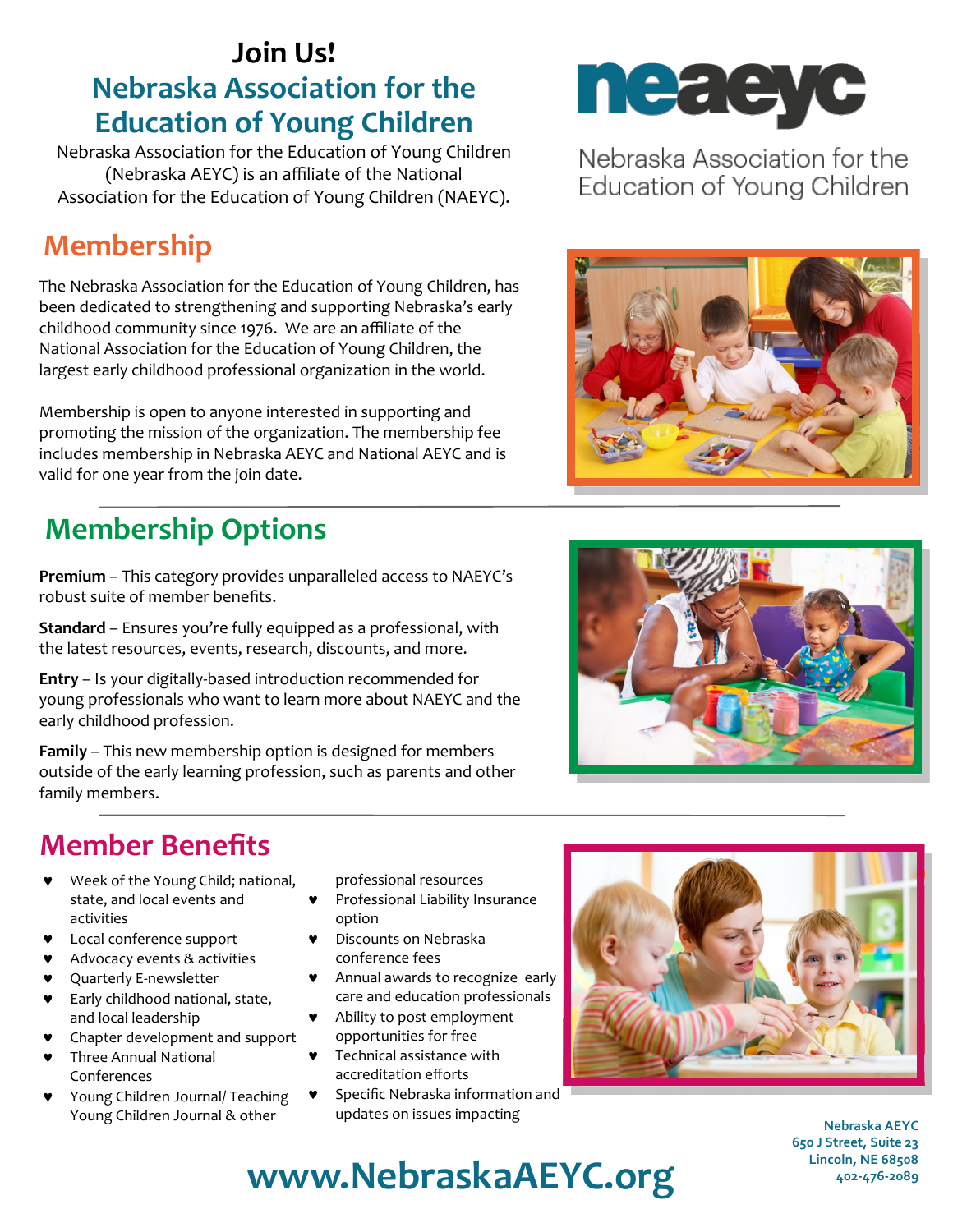# Join Us!

## Nebraska Association for the Education of Young Children

Nebraska Association for the Education of Young Children (Nebraska AEYC) is an affiliate of the National Association for the Education of Young Children (NAEYC).

neaeyc

Nebraska Association for the Education of Young Children

## Membership

The Nebraska Association for the Education of Young Children, has been dedicated to strengthening and supporting Nebraska's early childhood community since 1976. We are an affiliate of the National Association for the Education of Young Children, the largest early childhood professional organization in the world.

Membership is open to anyone interested in supporting and promoting the mission of the organization. The membership fee includes membership in Nebraska AEYC and National AEYC and is valid for one year from the join date.

## Membership Options

**Premium** – This category provides unparalleled access to NAEYC's robust suite of member benefits.

**Standard** – Ensures you're fully equipped as a professional, with the latest resources, events, research, discounts, and more.

**Entry** – Is your digitally-based introduction recommended for young professionals who want to learn more about NAEYC and the early childhood profession.

**Family** – This new membership option is designed for members outside of the early learning profession, such as parents and other family members.

## Member Benefits

- Week of the Young Child; national, state, and local events and activities
- Local conference support
- Advocacy events & activities
- Quarterly E-newsletter
- Early childhood national, state, and local leadership
- Chapter development and support
- Three Annual National Conferences
- Young Children Journal/ Teaching Young Children Journal & other professional resources
- Professional Liability Insurance option
- Discounts on Nebraska conference fees
- Annual awards to recognize early care and education professionals
- Ability to post employment opportunities for free
- Technical assistance with accreditation efforts
- Specific Nebraska information and updates on issues impacting

**www.NebraskaAEYC.org**

Nebraska AEYC
650 J Street, Suite 23
Lincoln, NE 68508
402-476-2089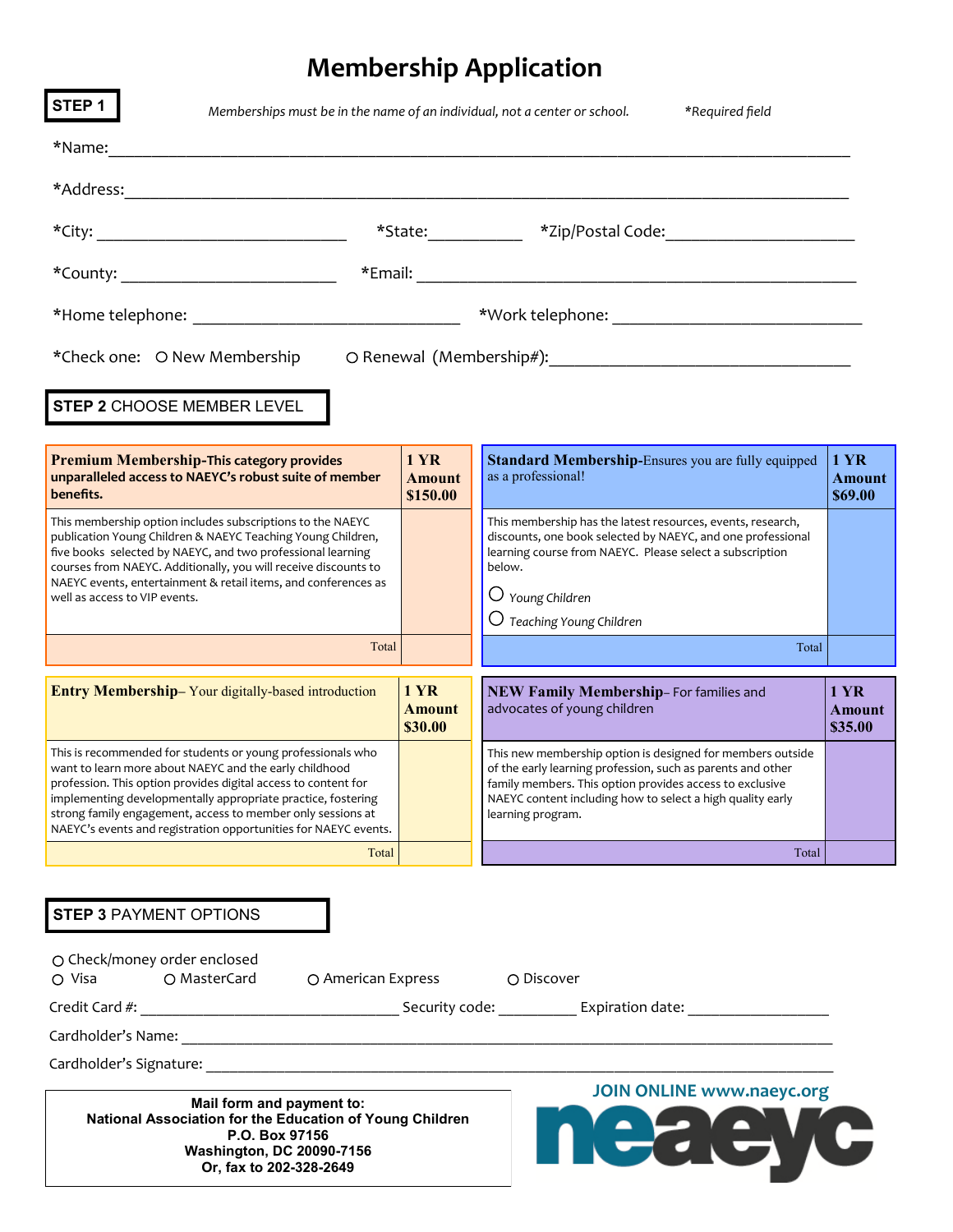# Membership Application

**STEP 1**

*Memberships must be in the name of an individual, not a center or school.* *Required field

*Name:_______________________________________________

*Address:_______________________________________________

*City: ____________________ *State:__________ *Zip/Postal Code:____________________

*County: ____________________ *Email: ______________________________

*Home telephone: ____________________ *Work telephone: ____________________

*Check one: ○ New Membership ○ Renewal (Membership#):____________________

**STEP 2** CHOOSE MEMBER LEVEL

| **Premium Membership-This category provides unparalleled access to NAEYC's robust suite of member benefits.** | **1 YR Amount $150.00** |
|---|---|
| This membership option includes subscriptions to the NAEYC publication Young Children & NAEYC Teaching Young Children, five books selected by NAEYC, and two professional learning courses from NAEYC. Additionally, you will receive discounts to NAEYC events, entertainment & retail items, and conferences as well as access to VIP events. | |
| Total | |

| **Standard Membership**-Ensures you are fully equipped as a professional! | **1 YR Amount $69.00** |
|---|---|
| This membership has the latest resources, events, research, discounts, one book selected by NAEYC, and one professional learning course from NAEYC. Please select a subscription below.<br>○ *Young Children*<br>○ *Teaching Young Children* | |
| Total | |

| **Entry Membership**– Your digitally-based introduction | **1 YR Amount $30.00** |
|---|---|
| This is recommended for students or young professionals who want to learn more about NAEYC and the early childhood profession. This option provides digital access to content for implementing developmentally appropriate practice, fostering strong family engagement, access to member only sessions at NAEYC's events and registration opportunities for NAEYC events. | |
| Total | |

| **NEW Family Membership**– For families and advocates of young children | **1 YR Amount $35.00** |
|---|---|
| This new membership option is designed for members outside of the early learning profession, such as parents and other family members. This option provides access to exclusive NAEYC content including how to select a high quality early learning program. | |
| Total | |

**STEP 3** PAYMENT OPTIONS

○ Check/money order enclosed

○ Visa ○ MasterCard ○ American Express ○ Discover

Credit Card #: ____________________ Security code: ________ Expiration date: ______________

Cardholder's Name: ________________________________________________

Cardholder's Signature: ________________________________________________

**Mail form and payment to:**
**National Association for the Education of Young Children**
**P.O. Box 97156**
**Washington, DC 20090-7156**
**Or, fax to 202-328-2649**

**JOIN ONLINE www.naeyc.org**

naeyc